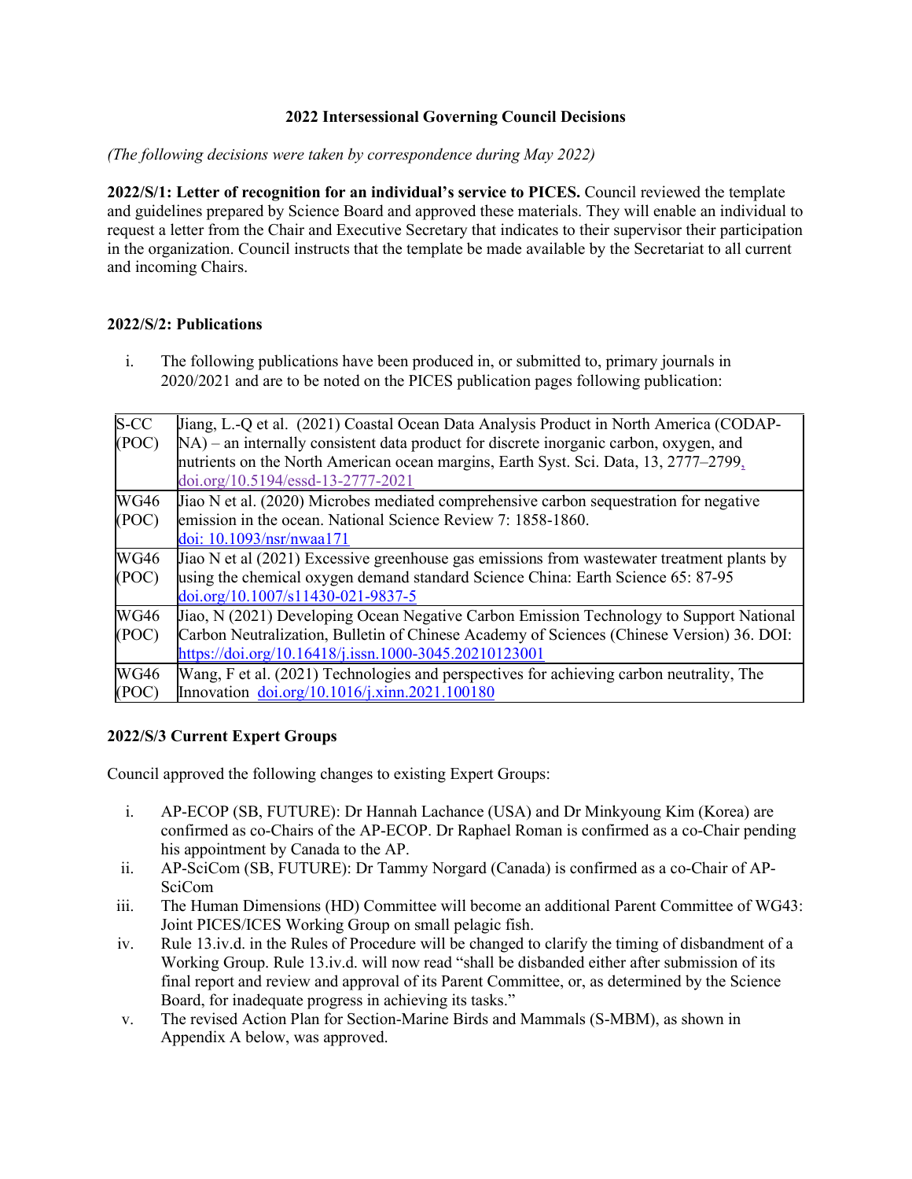# 2022 Intersessional Governing Council Decisions

*(The following decisions were taken by correspondence during May 2022)*

**2022/S/1: Letter of recognition for an individual's service to PICES.** Council reviewed the template and guidelines prepared by Science Board and approved these materials. They will enable an individual to request a letter from the Chair and Executive Secretary that indicates to their supervisor their participation in the organization. Council instructs that the template be made available by the Secretariat to all current and incoming Chairs.

**2022/S/2: Publications**

i. The following publications have been produced in, or submitted to, primary journals in 2020/2021 and are to be noted on the PICES publication pages following publication:

| | |
|---|---|
| S-CC (POC) | Jiang, L.-Q et al. (2021) Coastal Ocean Data Analysis Product in North America (CODAP-NA) – an internally consistent data product for discrete inorganic carbon, oxygen, and nutrients on the North American ocean margins, Earth Syst. Sci. Data, 13, 2777–2799, doi.org/10.5194/essd-13-2777-2021 |
| WG46 (POC) | Jiao N et al. (2020) Microbes mediated comprehensive carbon sequestration for negative emission in the ocean. National Science Review 7: 1858-1860. doi: 10.1093/nsr/nwaa171 |
| WG46 (POC) | Jiao N et al (2021) Excessive greenhouse gas emissions from wastewater treatment plants by using the chemical oxygen demand standard Science China: Earth Science 65: 87-95 doi.org/10.1007/s11430-021-9837-5 |
| WG46 (POC) | Jiao, N (2021) Developing Ocean Negative Carbon Emission Technology to Support National Carbon Neutralization, Bulletin of Chinese Academy of Sciences (Chinese Version) 36. DOI: https://doi.org/10.16418/j.issn.1000-3045.20210123001 |
| WG46 (POC) | Wang, F et al. (2021) Technologies and perspectives for achieving carbon neutrality, The Innovation doi.org/10.1016/j.xinn.2021.100180 |

**2022/S/3 Current Expert Groups**

Council approved the following changes to existing Expert Groups:

i. AP-ECOP (SB, FUTURE): Dr Hannah Lachance (USA) and Dr Minkyoung Kim (Korea) are confirmed as co-Chairs of the AP-ECOP. Dr Raphael Roman is confirmed as a co-Chair pending his appointment by Canada to the AP.

ii. AP-SciCom (SB, FUTURE): Dr Tammy Norgard (Canada) is confirmed as a co-Chair of AP-SciCom

iii. The Human Dimensions (HD) Committee will become an additional Parent Committee of WG43: Joint PICES/ICES Working Group on small pelagic fish.

iv. Rule 13.iv.d. in the Rules of Procedure will be changed to clarify the timing of disbandment of a Working Group. Rule 13.iv.d. will now read "shall be disbanded either after submission of its final report and review and approval of its Parent Committee, or, as determined by the Science Board, for inadequate progress in achieving its tasks."

v. The revised Action Plan for Section-Marine Birds and Mammals (S-MBM), as shown in Appendix A below, was approved.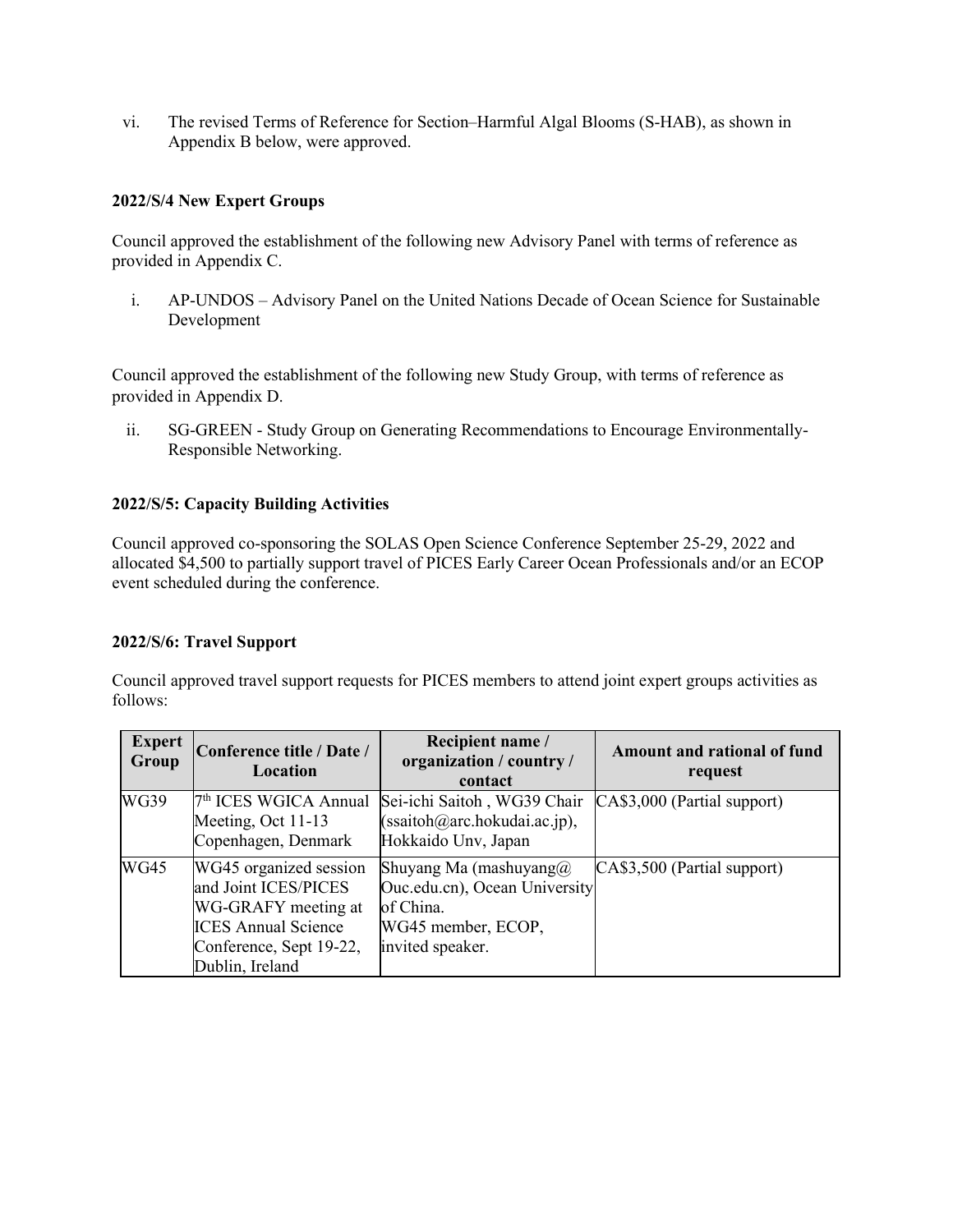vi. The revised Terms of Reference for Section–Harmful Algal Blooms (S-HAB), as shown in Appendix B below, were approved.

**2022/S/4 New Expert Groups**

Council approved the establishment of the following new Advisory Panel with terms of reference as provided in Appendix C.

i. AP-UNDOS – Advisory Panel on the United Nations Decade of Ocean Science for Sustainable Development

Council approved the establishment of the following new Study Group, with terms of reference as provided in Appendix D.

ii. SG-GREEN - Study Group on Generating Recommendations to Encourage Environmentally-Responsible Networking.

**2022/S/5: Capacity Building Activities**

Council approved co-sponsoring the SOLAS Open Science Conference September 25-29, 2022 and allocated $4,500 to partially support travel of PICES Early Career Ocean Professionals and/or an ECOP event scheduled during the conference.

**2022/S/6: Travel Support**

Council approved travel support requests for PICES members to attend joint expert groups activities as follows:

| Expert Group | Conference title / Date / Location | Recipient name / organization / country / contact | Amount and rational of fund request |
|---|---|---|---|
| WG39 | 7th ICES WGICA Annual Meeting, Oct 11-13 Copenhagen, Denmark | Sei-ichi Saitoh , WG39 Chair (ssaitoh@arc.hokudai.ac.jp), Hokkaido Unv, Japan | CA$3,000 (Partial support) |
| WG45 | WG45 organized session and Joint ICES/PICES WG-GRAFY meeting at ICES Annual Science Conference, Sept 19-22, Dublin, Ireland | Shuyang Ma (mashuyang@Ouc.edu.cn), Ocean University of China. WG45 member, ECOP, invited speaker. | CA$3,500 (Partial support) |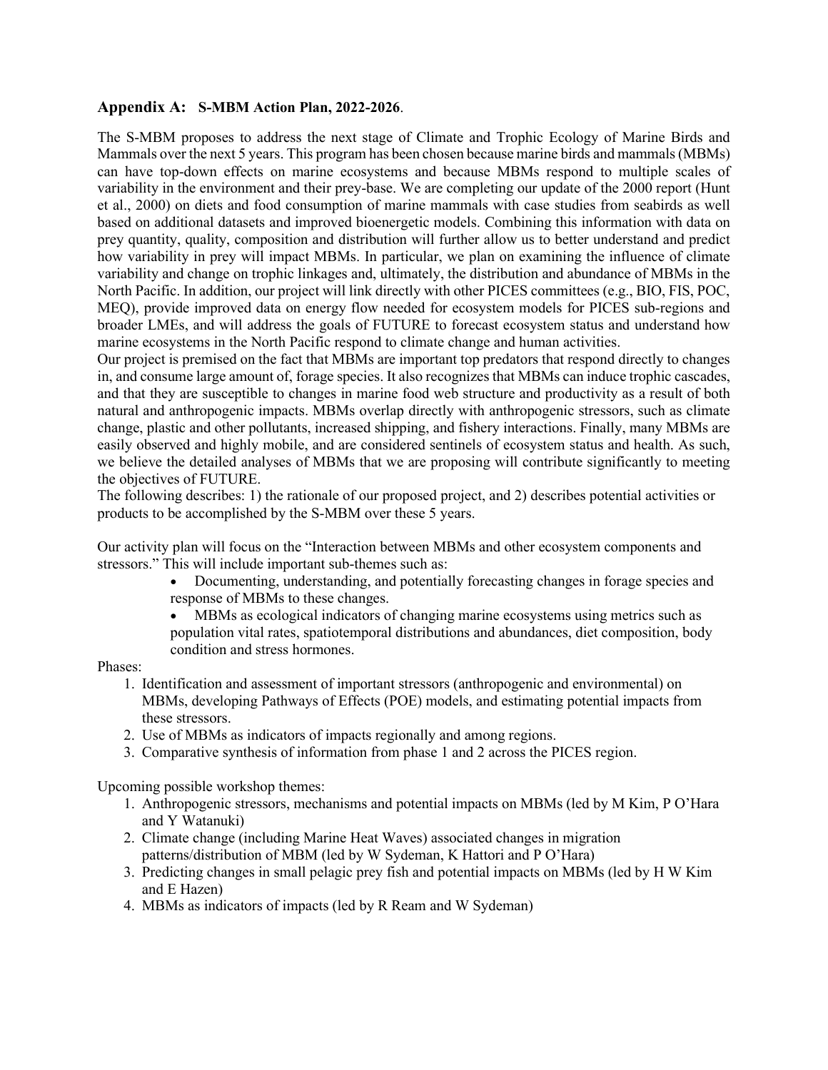## Appendix A: S-MBM Action Plan, 2022-2026.

The S-MBM proposes to address the next stage of Climate and Trophic Ecology of Marine Birds and Mammals over the next 5 years. This program has been chosen because marine birds and mammals (MBMs) can have top-down effects on marine ecosystems and because MBMs respond to multiple scales of variability in the environment and their prey-base. We are completing our update of the 2000 report (Hunt et al., 2000) on diets and food consumption of marine mammals with case studies from seabirds as well based on additional datasets and improved bioenergetic models. Combining this information with data on prey quantity, quality, composition and distribution will further allow us to better understand and predict how variability in prey will impact MBMs. In particular, we plan on examining the influence of climate variability and change on trophic linkages and, ultimately, the distribution and abundance of MBMs in the North Pacific. In addition, our project will link directly with other PICES committees (e.g., BIO, FIS, POC, MEQ), provide improved data on energy flow needed for ecosystem models for PICES sub-regions and broader LMEs, and will address the goals of FUTURE to forecast ecosystem status and understand how marine ecosystems in the North Pacific respond to climate change and human activities.

Our project is premised on the fact that MBMs are important top predators that respond directly to changes in, and consume large amount of, forage species. It also recognizes that MBMs can induce trophic cascades, and that they are susceptible to changes in marine food web structure and productivity as a result of both natural and anthropogenic impacts. MBMs overlap directly with anthropogenic stressors, such as climate change, plastic and other pollutants, increased shipping, and fishery interactions. Finally, many MBMs are easily observed and highly mobile, and are considered sentinels of ecosystem status and health. As such, we believe the detailed analyses of MBMs that we are proposing will contribute significantly to meeting the objectives of FUTURE.

The following describes: 1) the rationale of our proposed project, and 2) describes potential activities or products to be accomplished by the S-MBM over these 5 years.

Our activity plan will focus on the "Interaction between MBMs and other ecosystem components and stressors." This will include important sub-themes such as:

- Documenting, understanding, and potentially forecasting changes in forage species and response of MBMs to these changes.
- MBMs as ecological indicators of changing marine ecosystems using metrics such as population vital rates, spatiotemporal distributions and abundances, diet composition, body condition and stress hormones.

Phases:

1. Identification and assessment of important stressors (anthropogenic and environmental) on MBMs, developing Pathways of Effects (POE) models, and estimating potential impacts from these stressors.
2. Use of MBMs as indicators of impacts regionally and among regions.
3. Comparative synthesis of information from phase 1 and 2 across the PICES region.

Upcoming possible workshop themes:

1. Anthropogenic stressors, mechanisms and potential impacts on MBMs (led by M Kim, P O'Hara and Y Watanuki)
2. Climate change (including Marine Heat Waves) associated changes in migration patterns/distribution of MBM (led by W Sydeman, K Hattori and P O'Hara)
3. Predicting changes in small pelagic prey fish and potential impacts on MBMs (led by H W Kim and E Hazen)
4. MBMs as indicators of impacts (led by R Ream and W Sydeman)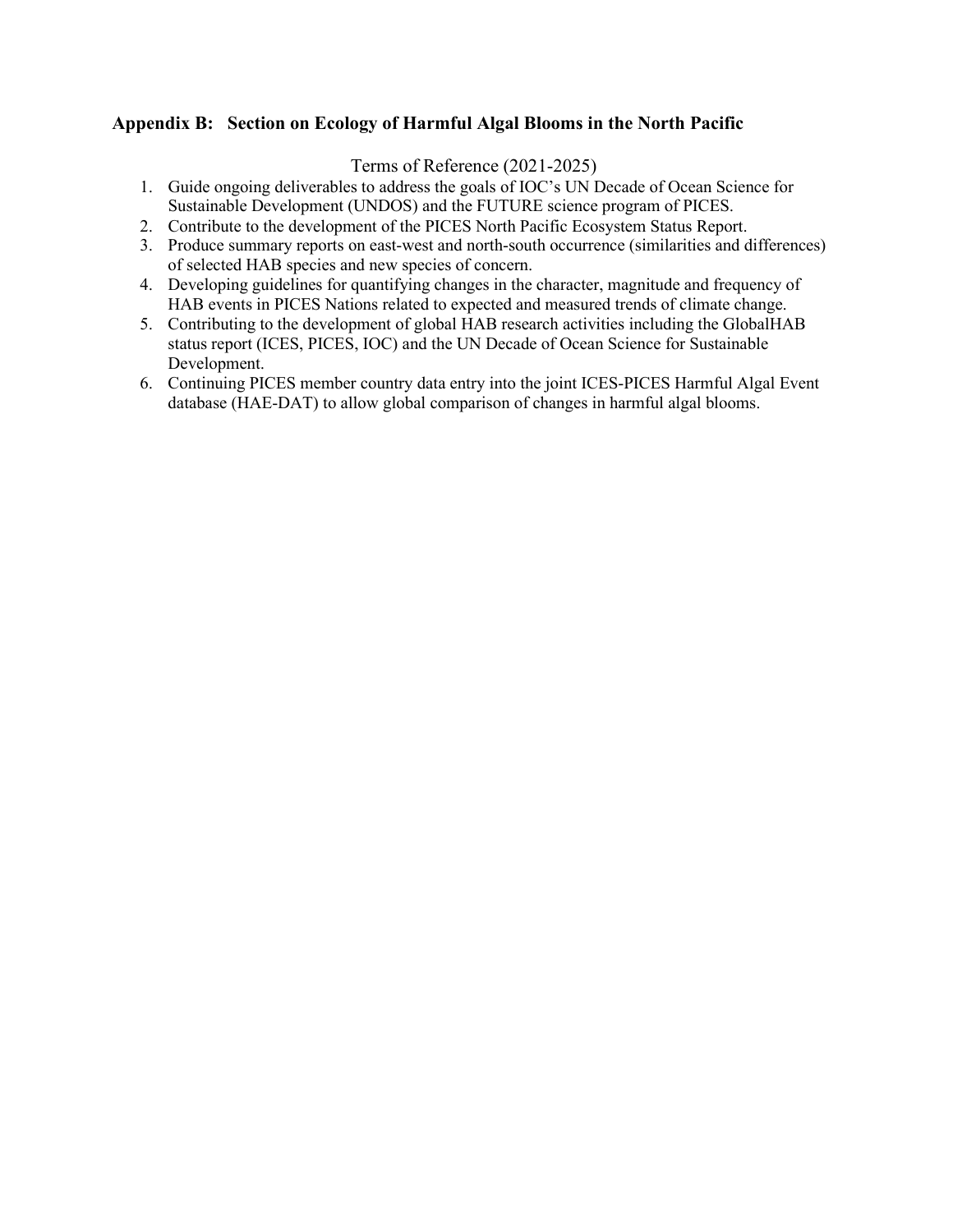## Appendix B: Section on Ecology of Harmful Algal Blooms in the North Pacific

Terms of Reference (2021-2025)

1. Guide ongoing deliverables to address the goals of IOC's UN Decade of Ocean Science for Sustainable Development (UNDOS) and the FUTURE science program of PICES.
2. Contribute to the development of the PICES North Pacific Ecosystem Status Report.
3. Produce summary reports on east-west and north-south occurrence (similarities and differences) of selected HAB species and new species of concern.
4. Developing guidelines for quantifying changes in the character, magnitude and frequency of HAB events in PICES Nations related to expected and measured trends of climate change.
5. Contributing to the development of global HAB research activities including the GlobalHAB status report (ICES, PICES, IOC) and the UN Decade of Ocean Science for Sustainable Development.
6. Continuing PICES member country data entry into the joint ICES-PICES Harmful Algal Event database (HAE-DAT) to allow global comparison of changes in harmful algal blooms.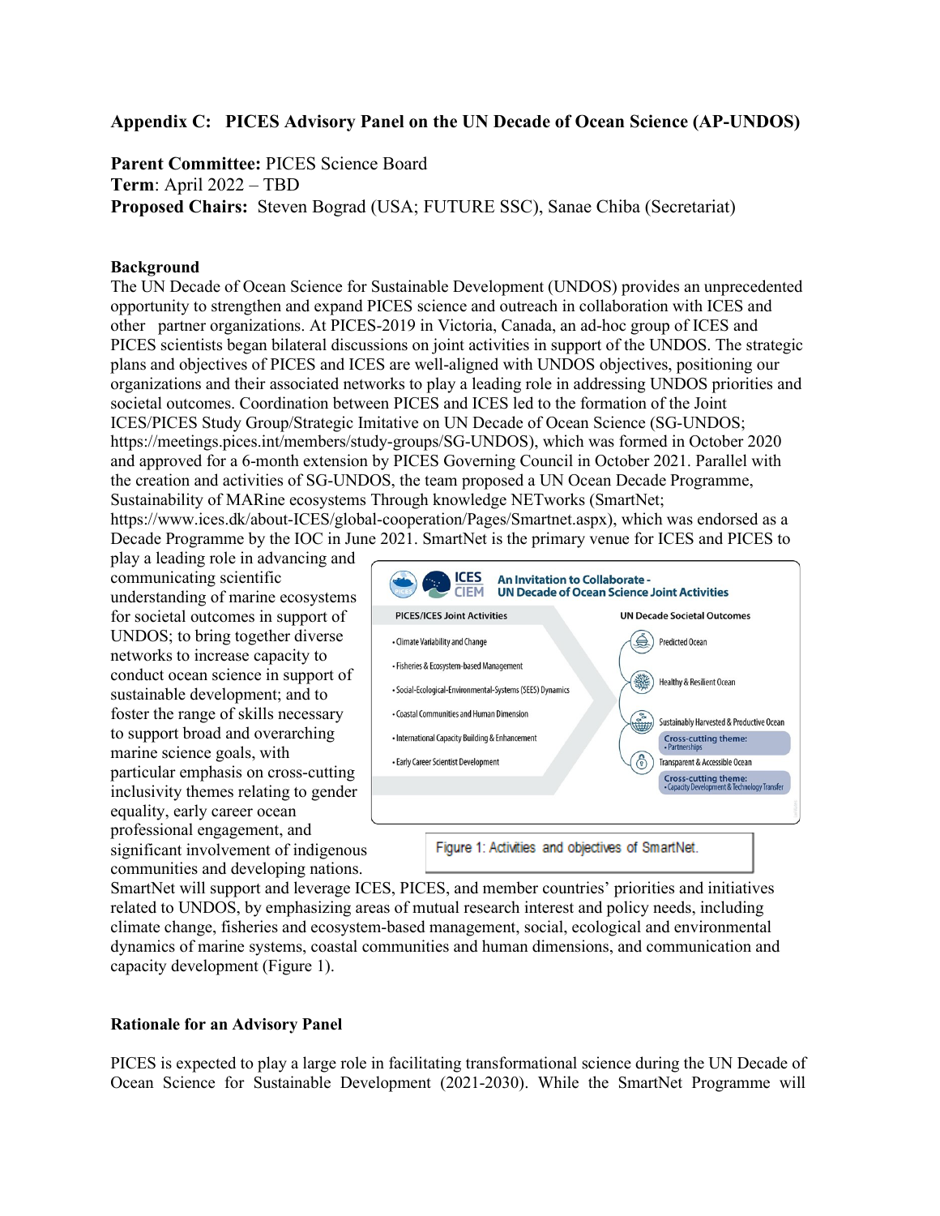## Appendix C: PICES Advisory Panel on the UN Decade of Ocean Science (AP-UNDOS)

**Parent Committee:** PICES Science Board
**Term**: April 2022 – TBD
**Proposed Chairs:** Steven Bograd (USA; FUTURE SSC), Sanae Chiba (Secretariat)

### Background

The UN Decade of Ocean Science for Sustainable Development (UNDOS) provides an unprecedented opportunity to strengthen and expand PICES science and outreach in collaboration with ICES and other partner organizations. At PICES-2019 in Victoria, Canada, an ad-hoc group of ICES and PICES scientists began bilateral discussions on joint activities in support of the UNDOS. The strategic plans and objectives of PICES and ICES are well-aligned with UNDOS objectives, positioning our organizations and their associated networks to play a leading role in addressing UNDOS priorities and societal outcomes. Coordination between PICES and ICES led to the formation of the Joint ICES/PICES Study Group/Strategic Imitative on UN Decade of Ocean Science (SG-UNDOS; https://meetings.pices.int/members/study-groups/SG-UNDOS), which was formed in October 2020 and approved for a 6-month extension by PICES Governing Council in October 2021. Parallel with the creation and activities of SG-UNDOS, the team proposed a UN Ocean Decade Programme, Sustainability of MARine ecosystems Through knowledge NETworks (SmartNet; https://www.ices.dk/about-ICES/global-cooperation/Pages/Smartnet.aspx), which was endorsed as a Decade Programme by the IOC in June 2021. SmartNet is the primary venue for ICES and PICES to play a leading role in advancing and communicating scientific understanding of marine ecosystems for societal outcomes in support of UNDOS; to bring together diverse networks to increase capacity to conduct ocean science in support of sustainable development; and to foster the range of skills necessary to support broad and overarching marine science goals, with particular emphasis on cross-cutting inclusivity themes relating to gender equality, early career ocean professional engagement, and significant involvement of indigenous communities and developing nations. SmartNet will support and leverage ICES, PICES, and member countries' priorities and initiatives related to UNDOS, by emphasizing areas of mutual research interest and policy needs, including climate change, fisheries and ecosystem-based management, social, ecological and environmental dynamics of marine systems, coastal communities and human dimensions, and communication and capacity development (Figure 1).

Figure 1: Activities and objectives of SmartNet.

### Rationale for an Advisory Panel

PICES is expected to play a large role in facilitating transformational science during the UN Decade of Ocean Science for Sustainable Development (2021-2030). While the SmartNet Programme will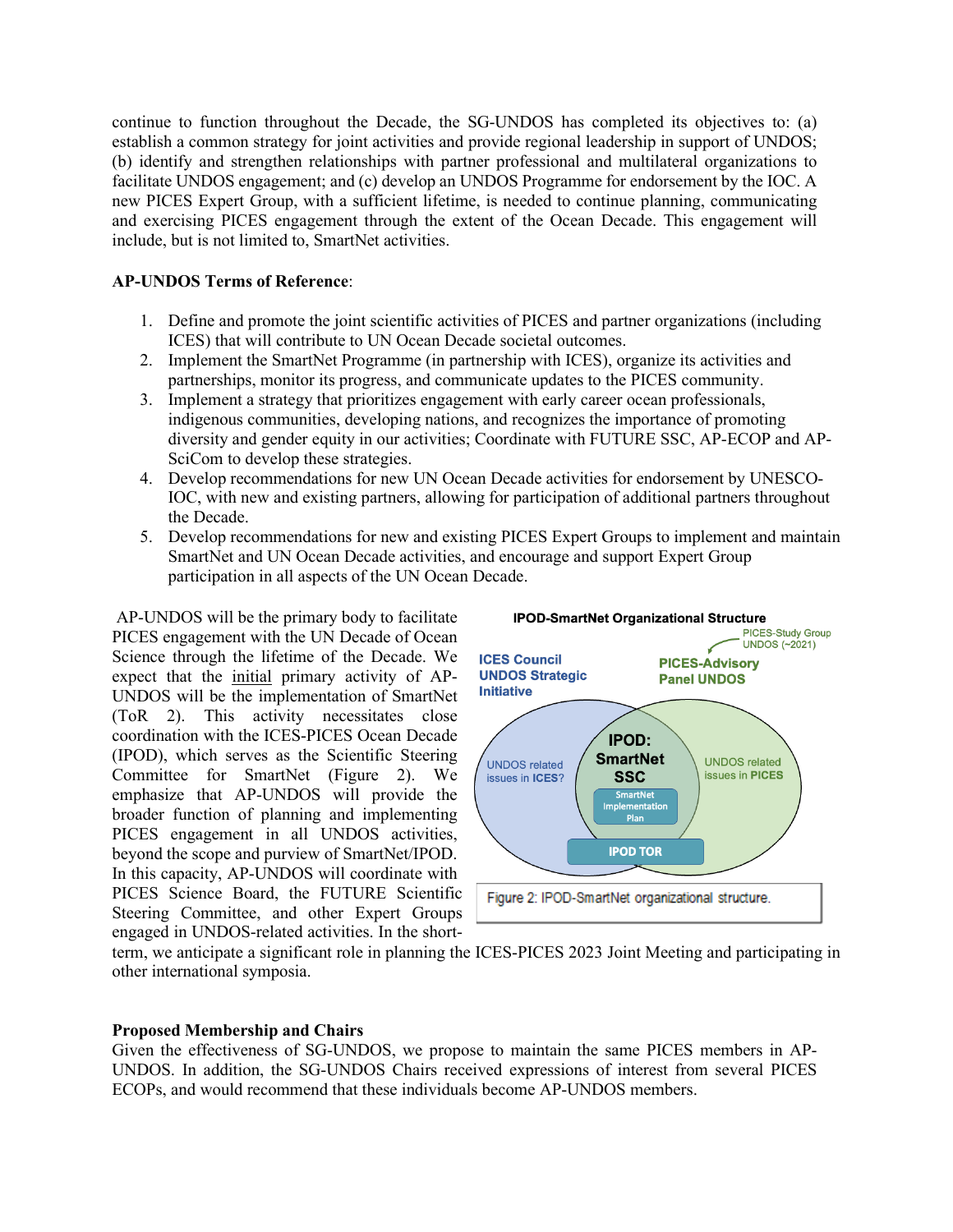continue to function throughout the Decade, the SG-UNDOS has completed its objectives to: (a) establish a common strategy for joint activities and provide regional leadership in support of UNDOS; (b) identify and strengthen relationships with partner professional and multilateral organizations to facilitate UNDOS engagement; and (c) develop an UNDOS Programme for endorsement by the IOC. A new PICES Expert Group, with a sufficient lifetime, is needed to continue planning, communicating and exercising PICES engagement through the extent of the Ocean Decade. This engagement will include, but is not limited to, SmartNet activities.

**AP-UNDOS Terms of Reference**:

1. Define and promote the joint scientific activities of PICES and partner organizations (including ICES) that will contribute to UN Ocean Decade societal outcomes.
2. Implement the SmartNet Programme (in partnership with ICES), organize its activities and partnerships, monitor its progress, and communicate updates to the PICES community.
3. Implement a strategy that prioritizes engagement with early career ocean professionals, indigenous communities, developing nations, and recognizes the importance of promoting diversity and gender equity in our activities; Coordinate with FUTURE SSC, AP-ECOP and AP-SciCom to develop these strategies.
4. Develop recommendations for new UN Ocean Decade activities for endorsement by UNESCO-IOC, with new and existing partners, allowing for participation of additional partners throughout the Decade.
5. Develop recommendations for new and existing PICES Expert Groups to implement and maintain SmartNet and UN Ocean Decade activities, and encourage and support Expert Group participation in all aspects of the UN Ocean Decade.

AP-UNDOS will be the primary body to facilitate PICES engagement with the UN Decade of Ocean Science through the lifetime of the Decade. We expect that the initial primary activity of AP-UNDOS will be the implementation of SmartNet (ToR 2). This activity necessitates close coordination with the ICES-PICES Ocean Decade (IPOD), which serves as the Scientific Steering Committee for SmartNet (Figure 2). We emphasize that AP-UNDOS will provide the broader function of planning and implementing PICES engagement in all UNDOS activities, beyond the scope and purview of SmartNet/IPOD. In this capacity, AP-UNDOS will coordinate with PICES Science Board, the FUTURE Scientific Steering Committee, and other Expert Groups engaged in UNDOS-related activities. In the short-term, we anticipate a significant role in planning the ICES-PICES 2023 Joint Meeting and participating in other international symposia.

Figure 2: IPOD-SmartNet organizational structure.

**Proposed Membership and Chairs**

Given the effectiveness of SG-UNDOS, we propose to maintain the same PICES members in AP-UNDOS. In addition, the SG-UNDOS Chairs received expressions of interest from several PICES ECOPs, and would recommend that these individuals become AP-UNDOS members.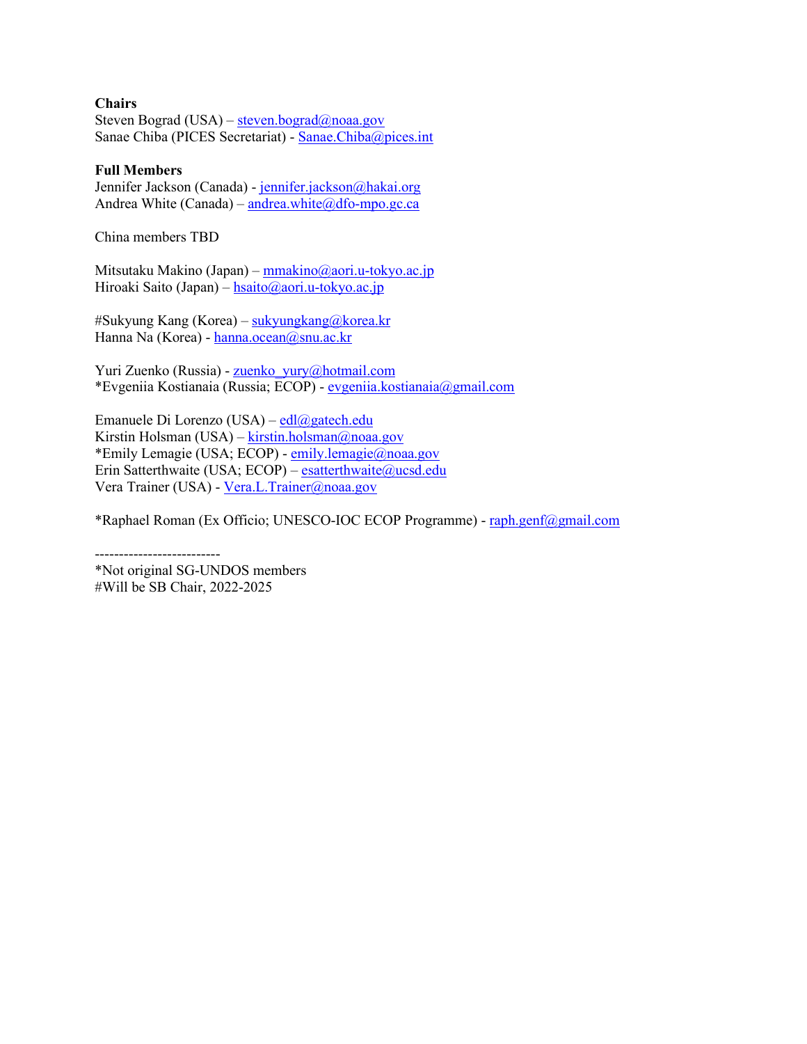**Chairs**
Steven Bograd (USA) – steven.bograd@noaa.gov
Sanae Chiba (PICES Secretariat) - Sanae.Chiba@pices.int

**Full Members**
Jennifer Jackson (Canada) - jennifer.jackson@hakai.org
Andrea White (Canada) – andrea.white@dfo-mpo.gc.ca

China members TBD

Mitsutaku Makino (Japan) – mmakino@aori.u-tokyo.ac.jp
Hiroaki Saito (Japan) – hsaito@aori.u-tokyo.ac.jp

#Sukyung Kang (Korea) – sukyungkang@korea.kr
Hanna Na (Korea) - hanna.ocean@snu.ac.kr

Yuri Zuenko (Russia) - zuenko_yury@hotmail.com
*Evgeniia Kostianaia (Russia; ECOP) - evgeniia.kostianaia@gmail.com

Emanuele Di Lorenzo (USA) – edl@gatech.edu
Kirstin Holsman (USA) – kirstin.holsman@noaa.gov
*Emily Lemagie (USA; ECOP) - emily.lemagie@noaa.gov
Erin Satterthwaite (USA; ECOP) – esatterthwaite@ucsd.edu
Vera Trainer (USA) - Vera.L.Trainer@noaa.gov

*Raphael Roman (Ex Officio; UNESCO-IOC ECOP Programme) - raph.genf@gmail.com

-------------------------
*Not original SG-UNDOS members
#Will be SB Chair, 2022-2025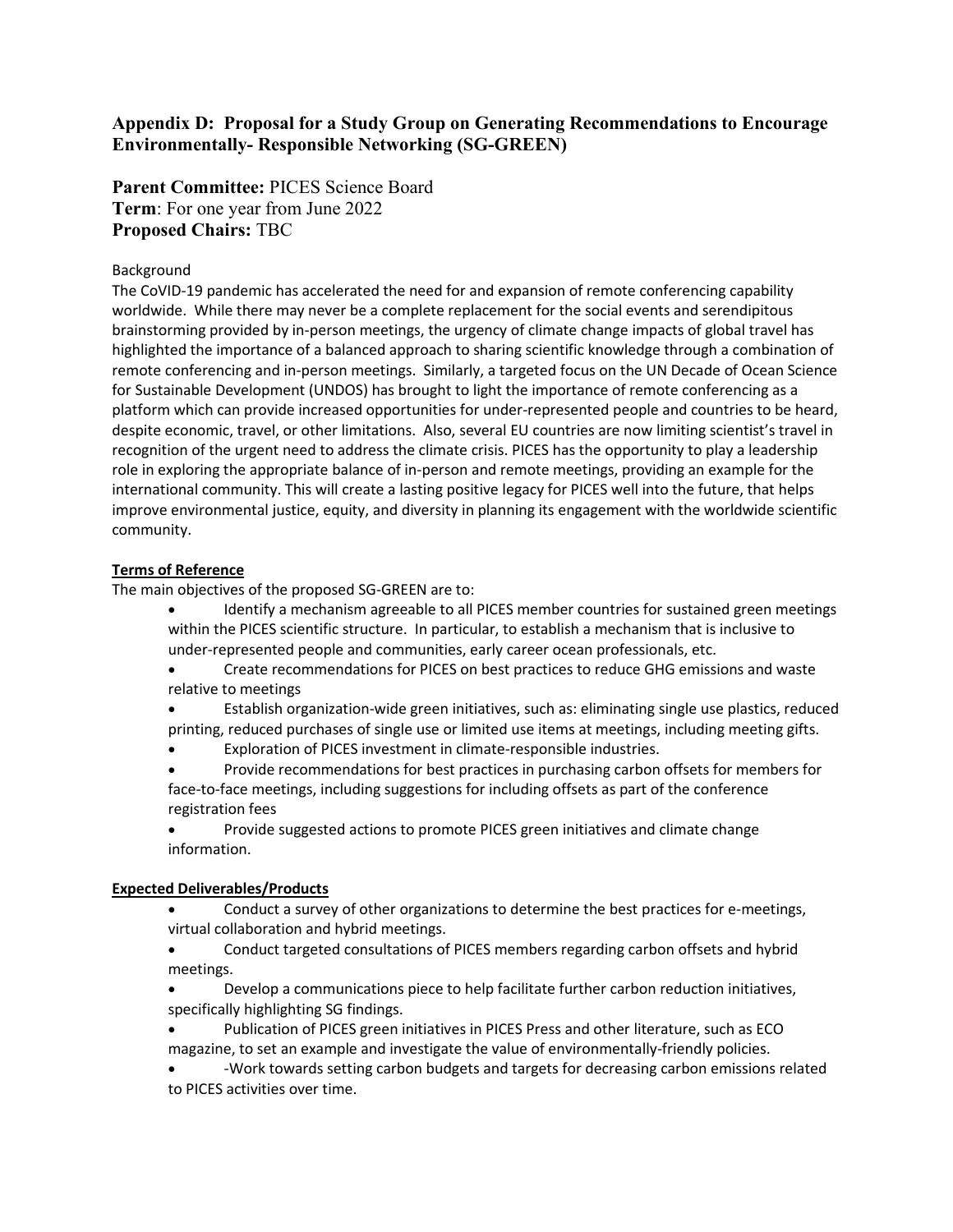## Appendix D: Proposal for a Study Group on Generating Recommendations to Encourage Environmentally- Responsible Networking (SG-GREEN)

**Parent Committee:** PICES Science Board
**Term**: For one year from June 2022
**Proposed Chairs:** TBC

Background

The CoVID-19 pandemic has accelerated the need for and expansion of remote conferencing capability worldwide. While there may never be a complete replacement for the social events and serendipitous brainstorming provided by in-person meetings, the urgency of climate change impacts of global travel has highlighted the importance of a balanced approach to sharing scientific knowledge through a combination of remote conferencing and in-person meetings. Similarly, a targeted focus on the UN Decade of Ocean Science for Sustainable Development (UNDOS) has brought to light the importance of remote conferencing as a platform which can provide increased opportunities for under-represented people and countries to be heard, despite economic, travel, or other limitations. Also, several EU countries are now limiting scientist's travel in recognition of the urgent need to address the climate crisis. PICES has the opportunity to play a leadership role in exploring the appropriate balance of in-person and remote meetings, providing an example for the international community. This will create a lasting positive legacy for PICES well into the future, that helps improve environmental justice, equity, and diversity in planning its engagement with the worldwide scientific community.

**Terms of Reference**

The main objectives of the proposed SG-GREEN are to:

- Identify a mechanism agreeable to all PICES member countries for sustained green meetings within the PICES scientific structure. In particular, to establish a mechanism that is inclusive to under-represented people and communities, early career ocean professionals, etc.
- Create recommendations for PICES on best practices to reduce GHG emissions and waste relative to meetings
- Establish organization-wide green initiatives, such as: eliminating single use plastics, reduced printing, reduced purchases of single use or limited use items at meetings, including meeting gifts.
- Exploration of PICES investment in climate-responsible industries.
- Provide recommendations for best practices in purchasing carbon offsets for members for face-to-face meetings, including suggestions for including offsets as part of the conference registration fees
- Provide suggested actions to promote PICES green initiatives and climate change information.

**Expected Deliverables/Products**

- Conduct a survey of other organizations to determine the best practices for e-meetings, virtual collaboration and hybrid meetings.
- Conduct targeted consultations of PICES members regarding carbon offsets and hybrid meetings.
- Develop a communications piece to help facilitate further carbon reduction initiatives, specifically highlighting SG findings.
- Publication of PICES green initiatives in PICES Press and other literature, such as ECO magazine, to set an example and investigate the value of environmentally-friendly policies.
- -Work towards setting carbon budgets and targets for decreasing carbon emissions related to PICES activities over time.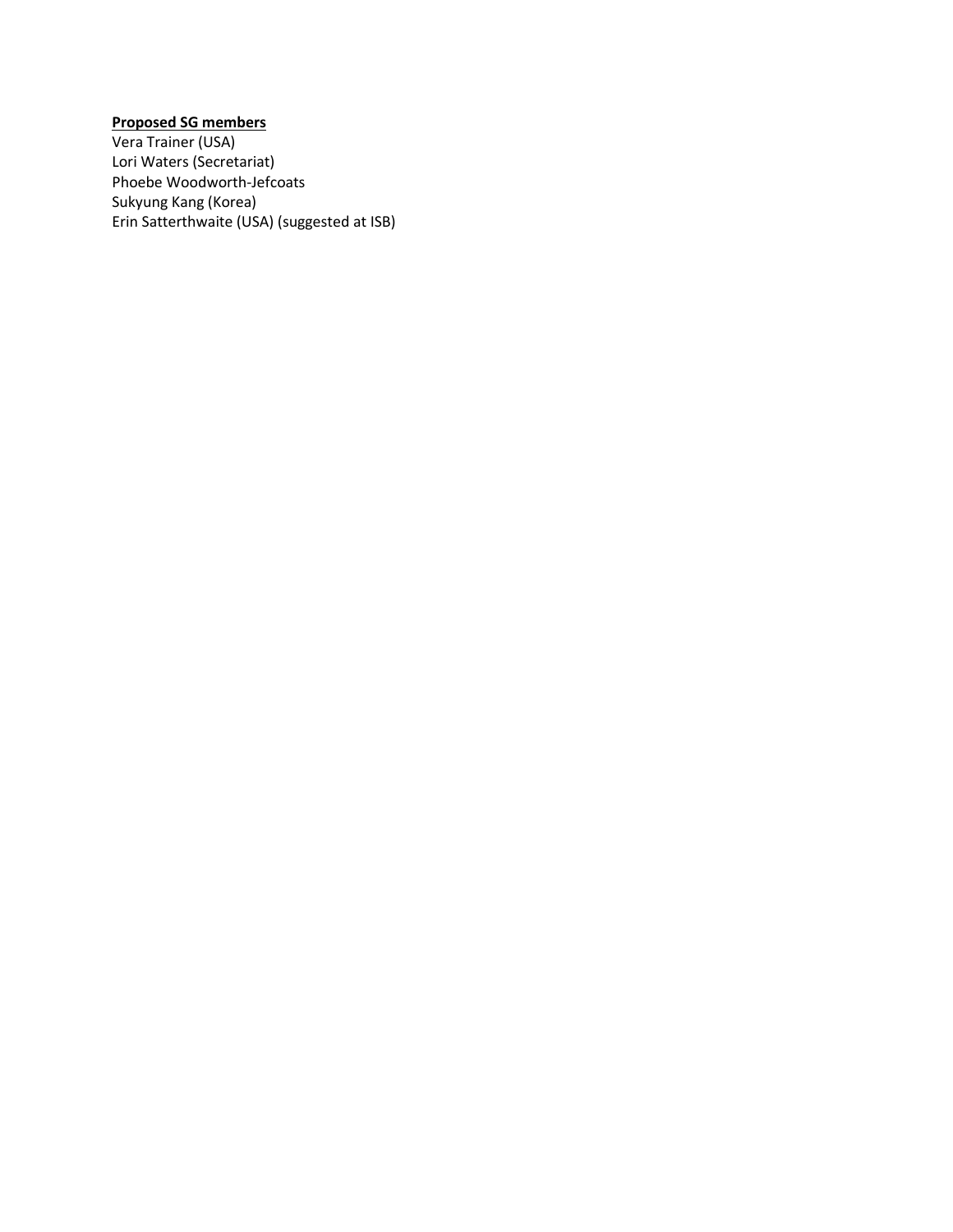**Proposed SG members**

Vera Trainer (USA)
Lori Waters (Secretariat)
Phoebe Woodworth-Jefcoats
Sukyung Kang (Korea)
Erin Satterthwaite (USA) (suggested at ISB)